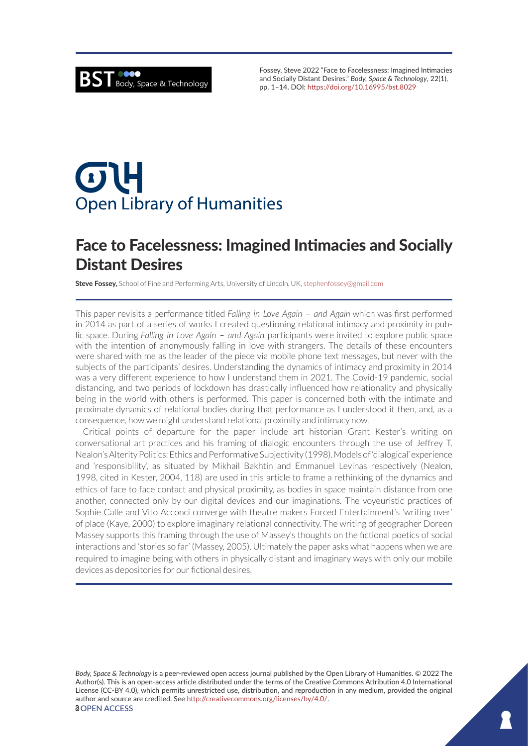Fossey, Steve 2022 "Face to Facelessness: Imagined Intimacies and Socially Distant Desires." *Body, Space & Technology*, 22(1), pp. 1–14. DOI: https://doi.org/10.16995/bst.8029

# Face to Facelessness: Imagined Intimacies and Socially Distant Desires

**Steve Fossey,** School of Fine and Performing Arts, University of Lincoln, UK, stephenfossey@gmail.com

This paper revisits a performance titled *Falling in Love Again – and Again* which was first performed in 2014 as part of a series of works I created questioning relational intimacy and proximity in public space. During *Falling in Love Again – and Again* participants were invited to explore public space with the intention of anonymously falling in love with strangers. The details of these encounters were shared with me as the leader of the piece via mobile phone text messages, but never with the subjects of the participants' desires. Understanding the dynamics of intimacy and proximity in 2014 was a very different experience to how I understand them in 2021. The Covid-19 pandemic, social distancing, and two periods of lockdown has drastically influenced how relationality and physically being in the world with others is performed. This paper is concerned both with the intimate and proximate dynamics of relational bodies during that performance as I understood it then, and, as a consequence, how we might understand relational proximity and intimacy now.

Critical points of departure for the paper include art historian Grant Kester's writing on conversational art practices and his framing of dialogic encounters through the use of Jeffrey T. Nealon's Alterity Politics: Ethics and Performative Subjectivity (1998). Models of 'dialogical' experience and 'responsibility', as situated by Mikhail Bakhtin and Emmanuel Levinas respectively (Nealon, 1998, cited in Kester, 2004, 118) are used in this article to frame a rethinking of the dynamics and ethics of face to face contact and physical proximity, as bodies in space maintain distance from one another, connected only by our digital devices and our imaginations. The voyeuristic practices of Sophie Calle and Vito Acconci converge with theatre makers Forced Entertainment's 'writing over' of place (Kaye, 2000) to explore imaginary relational connectivity. The writing of geographer Doreen Massey supports this framing through the use of Massey's thoughts on the fictional poetics of social interactions and 'stories so far' (Massey, 2005). Ultimately the paper asks what happens when we are required to imagine being with others in physically distant and imaginary ways with only our mobile devices as depositories for our fictional desires.

*Body, Space & Technology* is a peer-reviewed open access journal published by the Open Library of Humanities. © 2022 The Author(s). This is an open-access article distributed under the terms of the Creative Commons Attribution 4.0 International License (CC-BY 4.0), which permits unrestricted use, distribution, and reproduction in any medium, provided the original author and source are credited. See http://creativecommons.org/licenses/by/4.0/.

OPEN ACCESS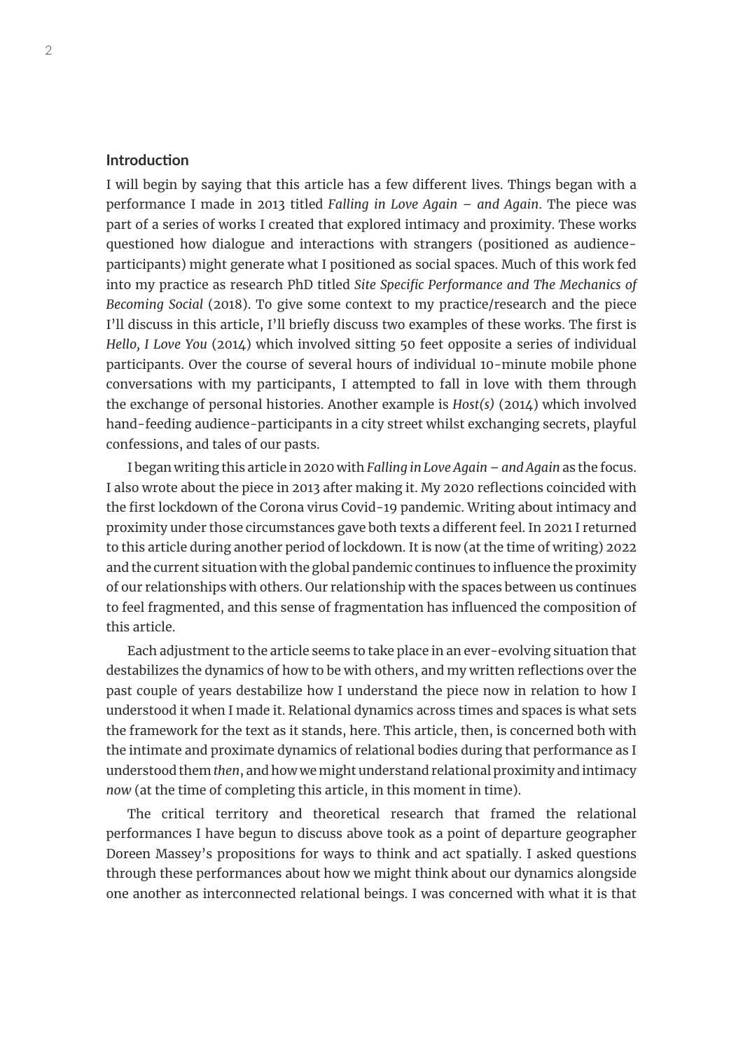## Introduction

I will begin by saying that this article has a few different lives. Things began with a performance I made in 2013 titled *Falling in Love Again – and Again*. The piece was part of a series of works I created that explored intimacy and proximity. These works questioned how dialogue and interactions with strangers (positioned as audience-participants) might generate what I positioned as social spaces. Much of this work fed into my practice as research PhD titled *Site Specific Performance and The Mechanics of Becoming Social* (2018). To give some context to my practice/research and the piece I'll discuss in this article, I'll briefly discuss two examples of these works. The first is *Hello, I Love You* (2014) which involved sitting 50 feet opposite a series of individual participants. Over the course of several hours of individual 10-minute mobile phone conversations with my participants, I attempted to fall in love with them through the exchange of personal histories. Another example is *Host(s)* (2014) which involved hand-feeding audience-participants in a city street whilst exchanging secrets, playful confessions, and tales of our pasts.

I began writing this article in 2020 with *Falling in Love Again – and Again* as the focus. I also wrote about the piece in 2013 after making it. My 2020 reflections coincided with the first lockdown of the Corona virus Covid-19 pandemic. Writing about intimacy and proximity under those circumstances gave both texts a different feel. In 2021 I returned to this article during another period of lockdown. It is now (at the time of writing) 2022 and the current situation with the global pandemic continues to influence the proximity of our relationships with others. Our relationship with the spaces between us continues to feel fragmented, and this sense of fragmentation has influenced the composition of this article.

Each adjustment to the article seems to take place in an ever-evolving situation that destabilizes the dynamics of how to be with others, and my written reflections over the past couple of years destabilize how I understand the piece now in relation to how I understood it when I made it. Relational dynamics across times and spaces is what sets the framework for the text as it stands, here. This article, then, is concerned both with the intimate and proximate dynamics of relational bodies during that performance as I understood them *then*, and how we might understand relational proximity and intimacy *now* (at the time of completing this article, in this moment in time).

The critical territory and theoretical research that framed the relational performances I have begun to discuss above took as a point of departure geographer Doreen Massey's propositions for ways to think and act spatially. I asked questions through these performances about how we might think about our dynamics alongside one another as interconnected relational beings. I was concerned with what it is that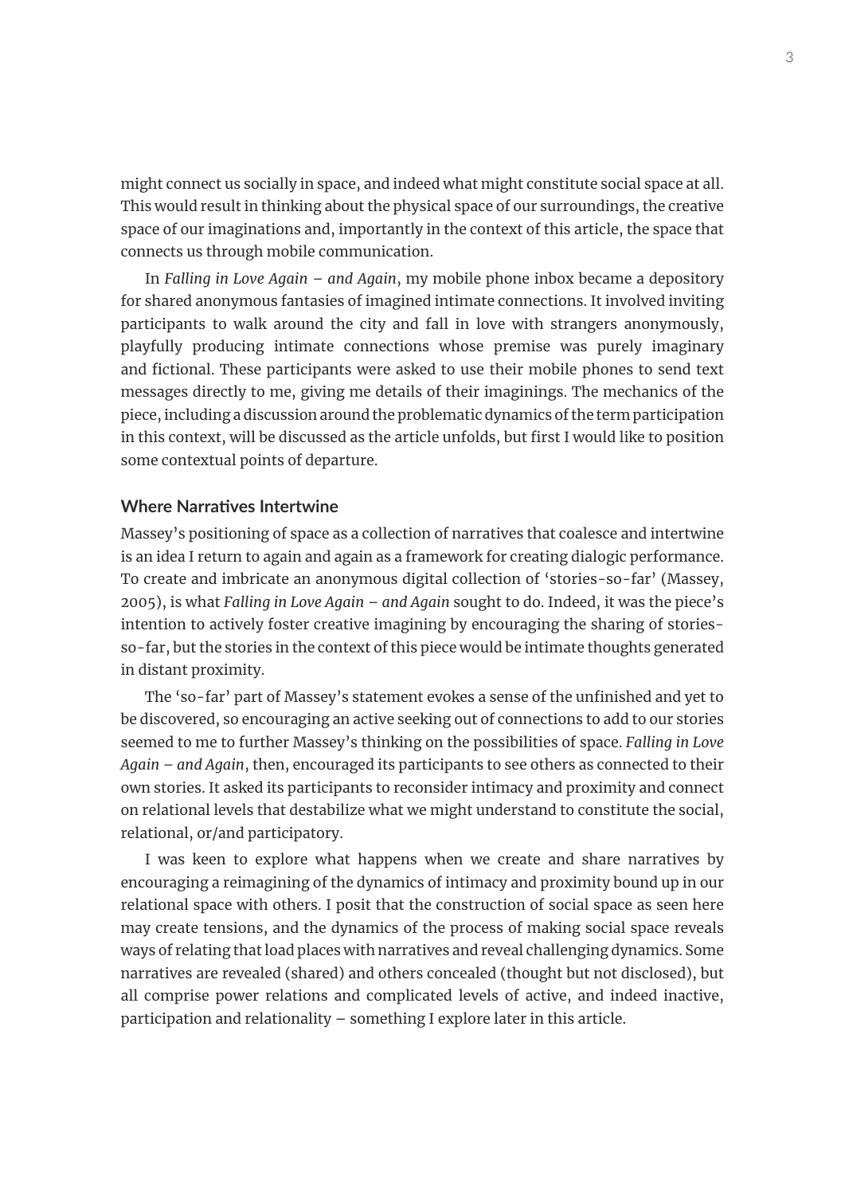might connect us socially in space, and indeed what might constitute social space at all. This would result in thinking about the physical space of our surroundings, the creative space of our imaginations and, importantly in the context of this article, the space that connects us through mobile communication.

In *Falling in Love Again – and Again*, my mobile phone inbox became a depository for shared anonymous fantasies of imagined intimate connections. It involved inviting participants to walk around the city and fall in love with strangers anonymously, playfully producing intimate connections whose premise was purely imaginary and fictional. These participants were asked to use their mobile phones to send text messages directly to me, giving me details of their imaginings. The mechanics of the piece, including a discussion around the problematic dynamics of the term participation in this context, will be discussed as the article unfolds, but first I would like to position some contextual points of departure.

## Where Narratives Intertwine

Massey's positioning of space as a collection of narratives that coalesce and intertwine is an idea I return to again and again as a framework for creating dialogic performance. To create and imbricate an anonymous digital collection of 'stories-so-far' (Massey, 2005), is what *Falling in Love Again – and Again* sought to do. Indeed, it was the piece's intention to actively foster creative imagining by encouraging the sharing of stories-so-far, but the stories in the context of this piece would be intimate thoughts generated in distant proximity.

The 'so-far' part of Massey's statement evokes a sense of the unfinished and yet to be discovered, so encouraging an active seeking out of connections to add to our stories seemed to me to further Massey's thinking on the possibilities of space. *Falling in Love Again – and Again*, then, encouraged its participants to see others as connected to their own stories. It asked its participants to reconsider intimacy and proximity and connect on relational levels that destabilize what we might understand to constitute the social, relational, or/and participatory.

I was keen to explore what happens when we create and share narratives by encouraging a reimagining of the dynamics of intimacy and proximity bound up in our relational space with others. I posit that the construction of social space as seen here may create tensions, and the dynamics of the process of making social space reveals ways of relating that load places with narratives and reveal challenging dynamics. Some narratives are revealed (shared) and others concealed (thought but not disclosed), but all comprise power relations and complicated levels of active, and indeed inactive, participation and relationality – something I explore later in this article.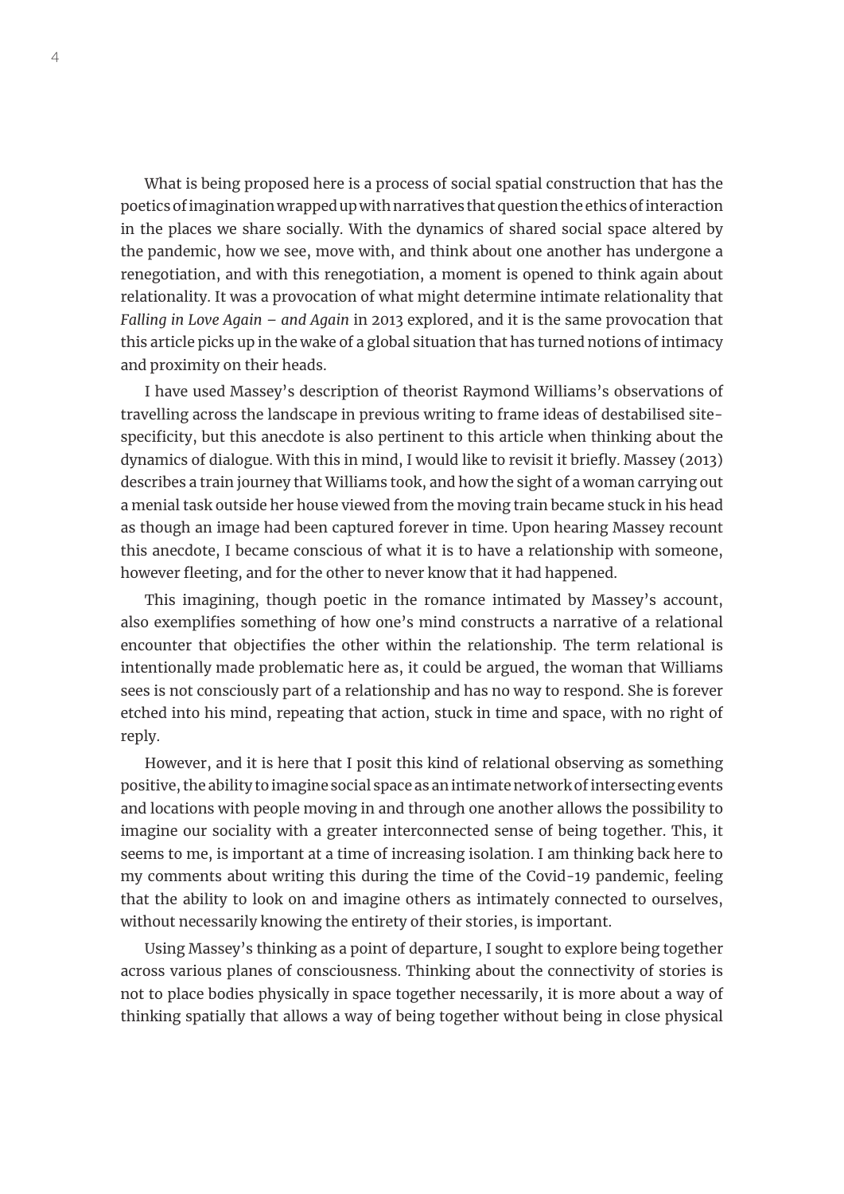What is being proposed here is a process of social spatial construction that has the poetics of imagination wrapped up with narratives that question the ethics of interaction in the places we share socially. With the dynamics of shared social space altered by the pandemic, how we see, move with, and think about one another has undergone a renegotiation, and with this renegotiation, a moment is opened to think again about relationality. It was a provocation of what might determine intimate relationality that *Falling in Love Again – and Again* in 2013 explored, and it is the same provocation that this article picks up in the wake of a global situation that has turned notions of intimacy and proximity on their heads.

I have used Massey's description of theorist Raymond Williams's observations of travelling across the landscape in previous writing to frame ideas of destabilised site-specificity, but this anecdote is also pertinent to this article when thinking about the dynamics of dialogue. With this in mind, I would like to revisit it briefly. Massey (2013) describes a train journey that Williams took, and how the sight of a woman carrying out a menial task outside her house viewed from the moving train became stuck in his head as though an image had been captured forever in time. Upon hearing Massey recount this anecdote, I became conscious of what it is to have a relationship with someone, however fleeting, and for the other to never know that it had happened.

This imagining, though poetic in the romance intimated by Massey's account, also exemplifies something of how one's mind constructs a narrative of a relational encounter that objectifies the other within the relationship. The term relational is intentionally made problematic here as, it could be argued, the woman that Williams sees is not consciously part of a relationship and has no way to respond. She is forever etched into his mind, repeating that action, stuck in time and space, with no right of reply.

However, and it is here that I posit this kind of relational observing as something positive, the ability to imagine social space as an intimate network of intersecting events and locations with people moving in and through one another allows the possibility to imagine our sociality with a greater interconnected sense of being together. This, it seems to me, is important at a time of increasing isolation. I am thinking back here to my comments about writing this during the time of the Covid-19 pandemic, feeling that the ability to look on and imagine others as intimately connected to ourselves, without necessarily knowing the entirety of their stories, is important.

Using Massey's thinking as a point of departure, I sought to explore being together across various planes of consciousness. Thinking about the connectivity of stories is not to place bodies physically in space together necessarily, it is more about a way of thinking spatially that allows a way of being together without being in close physical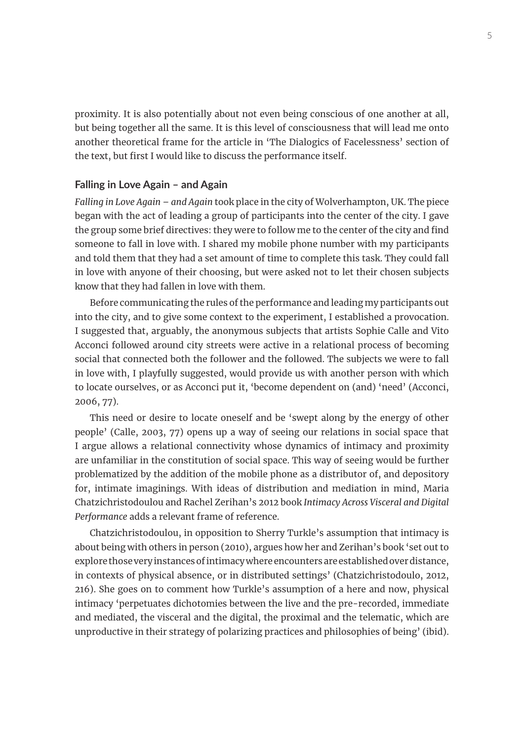proximity. It is also potentially about not even being conscious of one another at all, but being together all the same. It is this level of consciousness that will lead me onto another theoretical frame for the article in 'The Dialogics of Facelessness' section of the text, but first I would like to discuss the performance itself.

### Falling in Love Again – and Again

*Falling in Love Again – and Again* took place in the city of Wolverhampton, UK. The piece began with the act of leading a group of participants into the center of the city. I gave the group some brief directives: they were to follow me to the center of the city and find someone to fall in love with. I shared my mobile phone number with my participants and told them that they had a set amount of time to complete this task. They could fall in love with anyone of their choosing, but were asked not to let their chosen subjects know that they had fallen in love with them.

Before communicating the rules of the performance and leading my participants out into the city, and to give some context to the experiment, I established a provocation. I suggested that, arguably, the anonymous subjects that artists Sophie Calle and Vito Acconci followed around city streets were active in a relational process of becoming social that connected both the follower and the followed. The subjects we were to fall in love with, I playfully suggested, would provide us with another person with which to locate ourselves, or as Acconci put it, 'become dependent on (and) 'need' (Acconci, 2006, 77).

This need or desire to locate oneself and be 'swept along by the energy of other people' (Calle, 2003, 77) opens up a way of seeing our relations in social space that I argue allows a relational connectivity whose dynamics of intimacy and proximity are unfamiliar in the constitution of social space. This way of seeing would be further problematized by the addition of the mobile phone as a distributor of, and depository for, intimate imaginings. With ideas of distribution and mediation in mind, Maria Chatzichristodoulou and Rachel Zerihan's 2012 book *Intimacy Across Visceral and Digital Performance* adds a relevant frame of reference.

Chatzichristodoulou, in opposition to Sherry Turkle's assumption that intimacy is about being with others in person (2010), argues how her and Zerihan's book 'set out to explore those very instances of intimacy where encounters are established over distance, in contexts of physical absence, or in distributed settings' (Chatzichristodoulo, 2012, 216). She goes on to comment how Turkle's assumption of a here and now, physical intimacy 'perpetuates dichotomies between the live and the pre-recorded, immediate and mediated, the visceral and the digital, the proximal and the telematic, which are unproductive in their strategy of polarizing practices and philosophies of being' (ibid).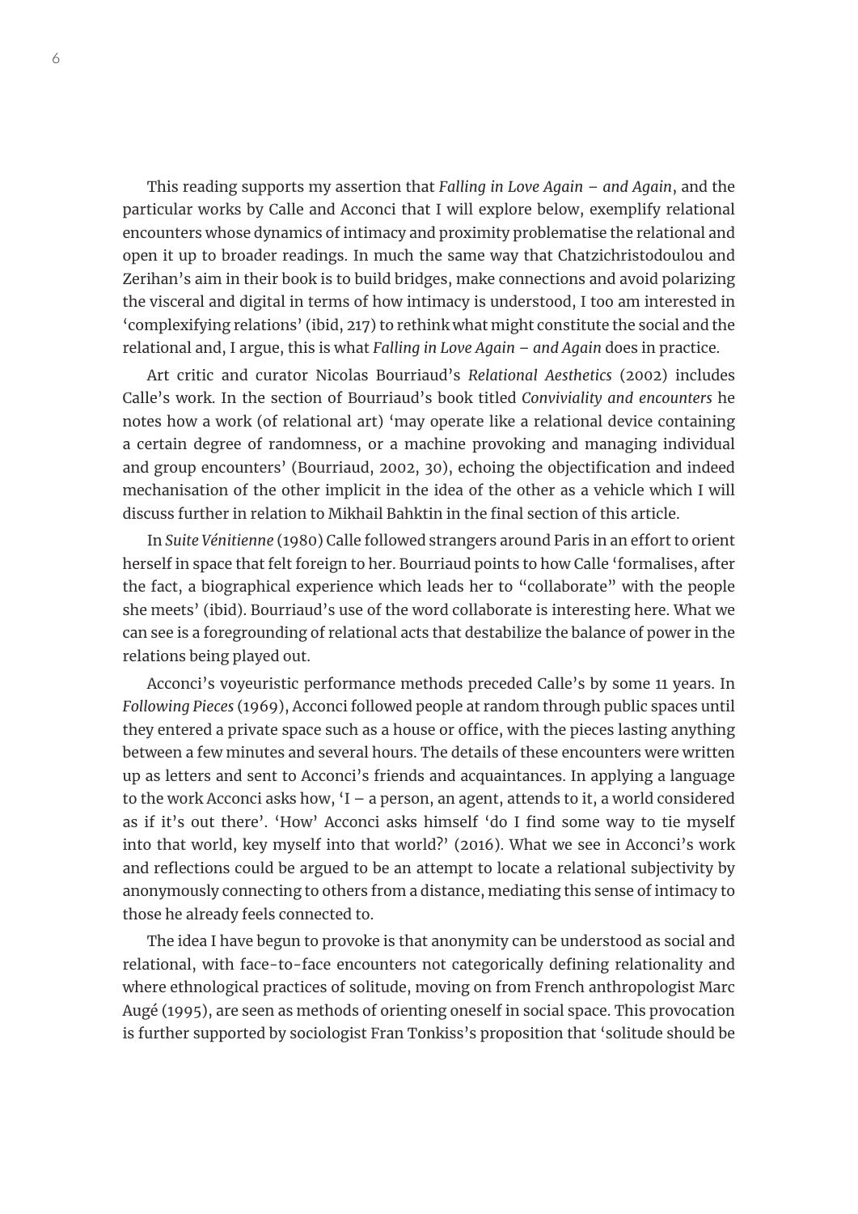This reading supports my assertion that *Falling in Love Again – and Again*, and the particular works by Calle and Acconci that I will explore below, exemplify relational encounters whose dynamics of intimacy and proximity problematise the relational and open it up to broader readings. In much the same way that Chatzichristodoulou and Zerihan's aim in their book is to build bridges, make connections and avoid polarizing the visceral and digital in terms of how intimacy is understood, I too am interested in 'complexifying relations' (ibid, 217) to rethink what might constitute the social and the relational and, I argue, this is what *Falling in Love Again – and Again* does in practice.

Art critic and curator Nicolas Bourriaud's *Relational Aesthetics* (2002) includes Calle's work. In the section of Bourriaud's book titled *Conviviality and encounters* he notes how a work (of relational art) 'may operate like a relational device containing a certain degree of randomness, or a machine provoking and managing individual and group encounters' (Bourriaud, 2002, 30), echoing the objectification and indeed mechanisation of the other implicit in the idea of the other as a vehicle which I will discuss further in relation to Mikhail Bahktin in the final section of this article.

In *Suite Vénitienne* (1980) Calle followed strangers around Paris in an effort to orient herself in space that felt foreign to her. Bourriaud points to how Calle 'formalises, after the fact, a biographical experience which leads her to "collaborate" with the people she meets' (ibid). Bourriaud's use of the word collaborate is interesting here. What we can see is a foregrounding of relational acts that destabilize the balance of power in the relations being played out.

Acconci's voyeuristic performance methods preceded Calle's by some 11 years. In *Following Pieces* (1969), Acconci followed people at random through public spaces until they entered a private space such as a house or office, with the pieces lasting anything between a few minutes and several hours. The details of these encounters were written up as letters and sent to Acconci's friends and acquaintances. In applying a language to the work Acconci asks how, 'I – a person, an agent, attends to it, a world considered as if it's out there'. 'How' Acconci asks himself 'do I find some way to tie myself into that world, key myself into that world?' (2016). What we see in Acconci's work and reflections could be argued to be an attempt to locate a relational subjectivity by anonymously connecting to others from a distance, mediating this sense of intimacy to those he already feels connected to.

The idea I have begun to provoke is that anonymity can be understood as social and relational, with face-to-face encounters not categorically defining relationality and where ethnological practices of solitude, moving on from French anthropologist Marc Augé (1995), are seen as methods of orienting oneself in social space. This provocation is further supported by sociologist Fran Tonkiss's proposition that 'solitude should be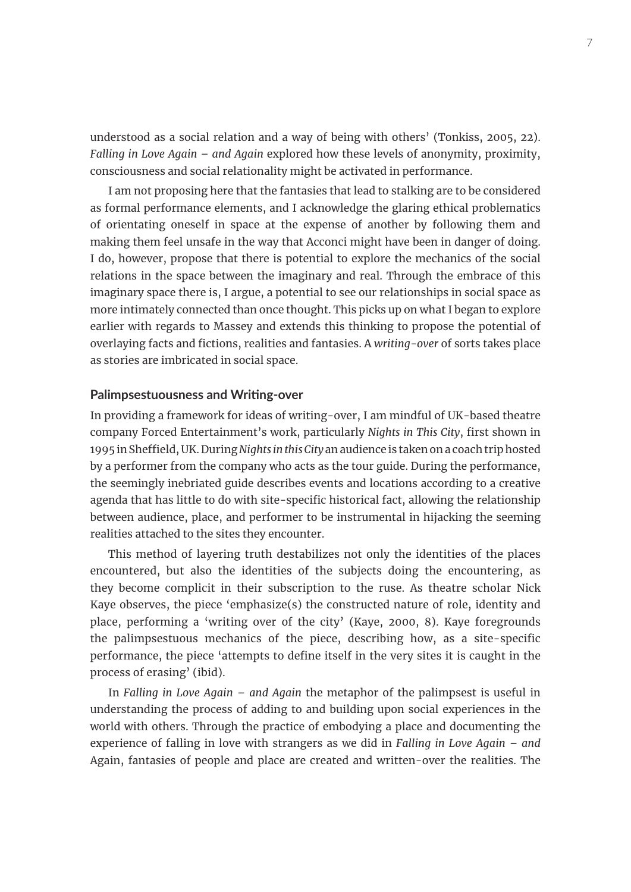understood as a social relation and a way of being with others' (Tonkiss, 2005, 22). *Falling in Love Again – and Again* explored how these levels of anonymity, proximity, consciousness and social relationality might be activated in performance.

I am not proposing here that the fantasies that lead to stalking are to be considered as formal performance elements, and I acknowledge the glaring ethical problematics of orientating oneself in space at the expense of another by following them and making them feel unsafe in the way that Acconci might have been in danger of doing. I do, however, propose that there is potential to explore the mechanics of the social relations in the space between the imaginary and real. Through the embrace of this imaginary space there is, I argue, a potential to see our relationships in social space as more intimately connected than once thought. This picks up on what I began to explore earlier with regards to Massey and extends this thinking to propose the potential of overlaying facts and fictions, realities and fantasies. A *writing-over* of sorts takes place as stories are imbricated in social space.

### Palimpsestuousness and Writing-over

In providing a framework for ideas of writing-over, I am mindful of UK-based theatre company Forced Entertainment's work, particularly *Nights in This City*, first shown in 1995 in Sheffield, UK. During *Nights in this City* an audience is taken on a coach trip hosted by a performer from the company who acts as the tour guide. During the performance, the seemingly inebriated guide describes events and locations according to a creative agenda that has little to do with site-specific historical fact, allowing the relationship between audience, place, and performer to be instrumental in hijacking the seeming realities attached to the sites they encounter.

This method of layering truth destabilizes not only the identities of the places encountered, but also the identities of the subjects doing the encountering, as they become complicit in their subscription to the ruse. As theatre scholar Nick Kaye observes, the piece 'emphasize(s) the constructed nature of role, identity and place, performing a 'writing over of the city' (Kaye, 2000, 8). Kaye foregrounds the palimpsestuous mechanics of the piece, describing how, as a site-specific performance, the piece 'attempts to define itself in the very sites it is caught in the process of erasing' (ibid).

In *Falling in Love Again – and Again* the metaphor of the palimpsest is useful in understanding the process of adding to and building upon social experiences in the world with others. Through the practice of embodying a place and documenting the experience of falling in love with strangers as we did in *Falling in Love Again – and* Again, fantasies of people and place are created and written-over the realities. The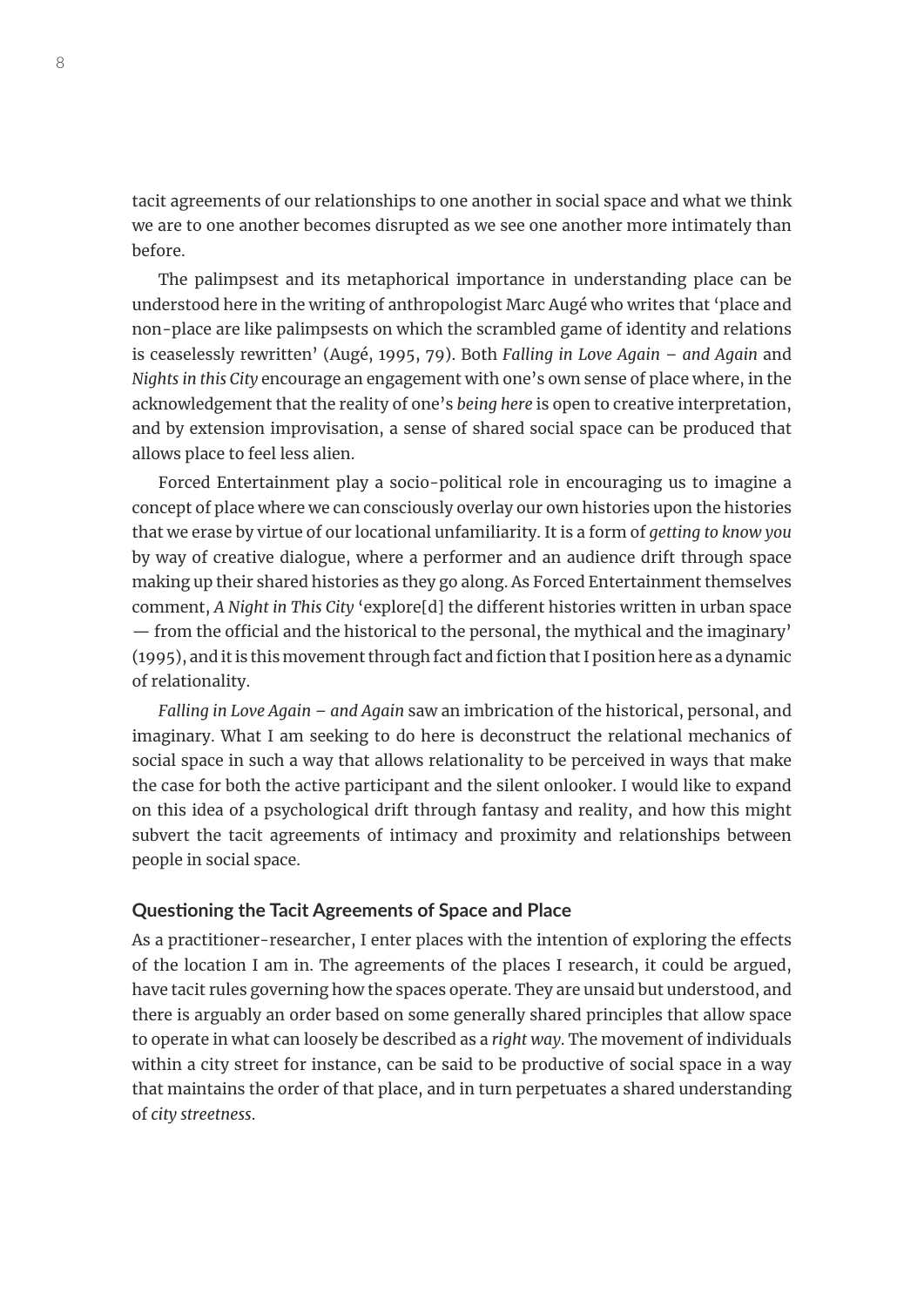tacit agreements of our relationships to one another in social space and what we think we are to one another becomes disrupted as we see one another more intimately than before.

The palimpsest and its metaphorical importance in understanding place can be understood here in the writing of anthropologist Marc Augé who writes that 'place and non-place are like palimpsests on which the scrambled game of identity and relations is ceaselessly rewritten' (Augé, 1995, 79). Both *Falling in Love Again – and Again* and *Nights in this City* encourage an engagement with one's own sense of place where, in the acknowledgement that the reality of one's *being here* is open to creative interpretation, and by extension improvisation, a sense of shared social space can be produced that allows place to feel less alien.

Forced Entertainment play a socio-political role in encouraging us to imagine a concept of place where we can consciously overlay our own histories upon the histories that we erase by virtue of our locational unfamiliarity. It is a form of *getting to know you* by way of creative dialogue, where a performer and an audience drift through space making up their shared histories as they go along. As Forced Entertainment themselves comment, *A Night in This City* 'explore[d] the different histories written in urban space — from the official and the historical to the personal, the mythical and the imaginary' (1995), and it is this movement through fact and fiction that I position here as a dynamic of relationality.

*Falling in Love Again – and Again* saw an imbrication of the historical, personal, and imaginary. What I am seeking to do here is deconstruct the relational mechanics of social space in such a way that allows relationality to be perceived in ways that make the case for both the active participant and the silent onlooker. I would like to expand on this idea of a psychological drift through fantasy and reality, and how this might subvert the tacit agreements of intimacy and proximity and relationships between people in social space.

## Questioning the Tacit Agreements of Space and Place

As a practitioner-researcher, I enter places with the intention of exploring the effects of the location I am in. The agreements of the places I research, it could be argued, have tacit rules governing how the spaces operate. They are unsaid but understood, and there is arguably an order based on some generally shared principles that allow space to operate in what can loosely be described as a *right way*. The movement of individuals within a city street for instance, can be said to be productive of social space in a way that maintains the order of that place, and in turn perpetuates a shared understanding of *city streetness*.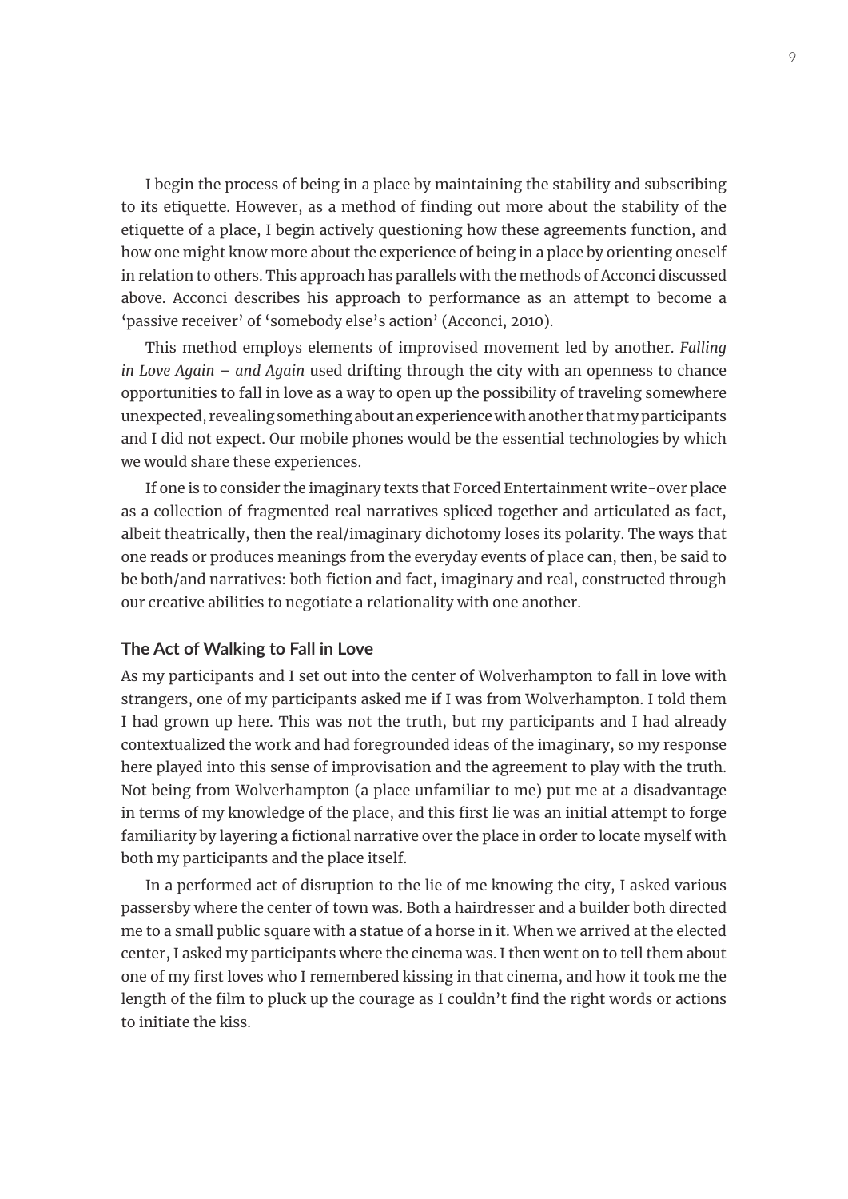I begin the process of being in a place by maintaining the stability and subscribing to its etiquette. However, as a method of finding out more about the stability of the etiquette of a place, I begin actively questioning how these agreements function, and how one might know more about the experience of being in a place by orienting oneself in relation to others. This approach has parallels with the methods of Acconci discussed above. Acconci describes his approach to performance as an attempt to become a 'passive receiver' of 'somebody else's action' (Acconci, 2010).

This method employs elements of improvised movement led by another. *Falling in Love Again – and Again* used drifting through the city with an openness to chance opportunities to fall in love as a way to open up the possibility of traveling somewhere unexpected, revealing something about an experience with another that my participants and I did not expect. Our mobile phones would be the essential technologies by which we would share these experiences.

If one is to consider the imaginary texts that Forced Entertainment write-over place as a collection of fragmented real narratives spliced together and articulated as fact, albeit theatrically, then the real/imaginary dichotomy loses its polarity. The ways that one reads or produces meanings from the everyday events of place can, then, be said to be both/and narratives: both fiction and fact, imaginary and real, constructed through our creative abilities to negotiate a relationality with one another.

### The Act of Walking to Fall in Love

As my participants and I set out into the center of Wolverhampton to fall in love with strangers, one of my participants asked me if I was from Wolverhampton. I told them I had grown up here. This was not the truth, but my participants and I had already contextualized the work and had foregrounded ideas of the imaginary, so my response here played into this sense of improvisation and the agreement to play with the truth. Not being from Wolverhampton (a place unfamiliar to me) put me at a disadvantage in terms of my knowledge of the place, and this first lie was an initial attempt to forge familiarity by layering a fictional narrative over the place in order to locate myself with both my participants and the place itself.

In a performed act of disruption to the lie of me knowing the city, I asked various passersby where the center of town was. Both a hairdresser and a builder both directed me to a small public square with a statue of a horse in it. When we arrived at the elected center, I asked my participants where the cinema was. I then went on to tell them about one of my first loves who I remembered kissing in that cinema, and how it took me the length of the film to pluck up the courage as I couldn't find the right words or actions to initiate the kiss.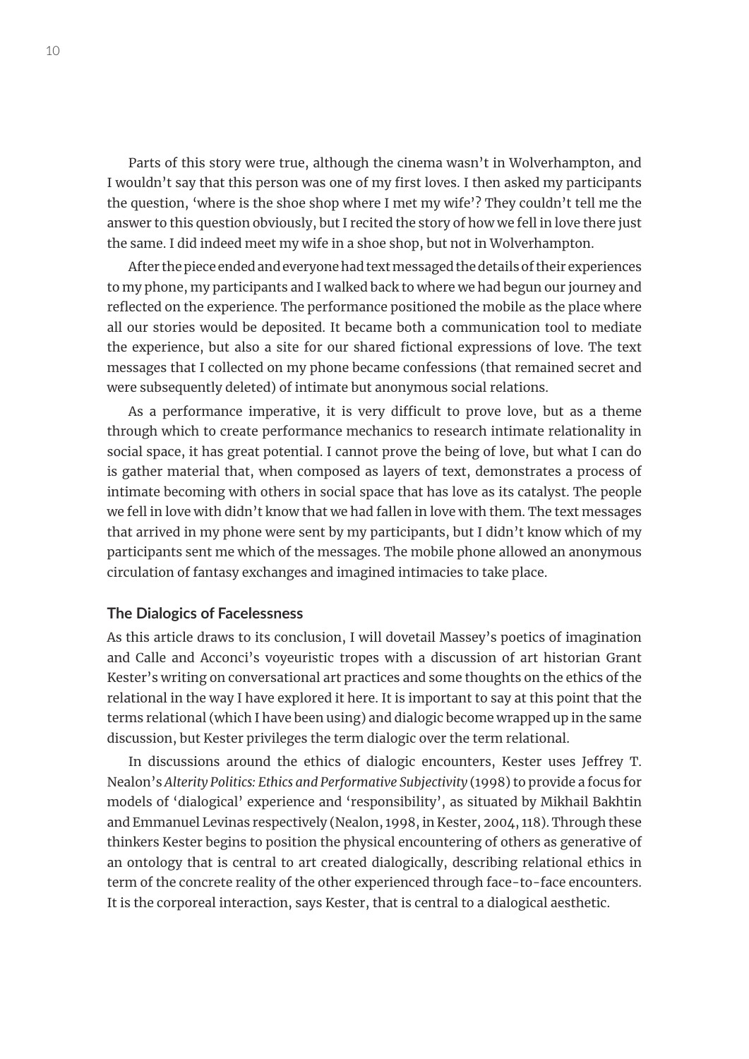Parts of this story were true, although the cinema wasn't in Wolverhampton, and I wouldn't say that this person was one of my first loves. I then asked my participants the question, 'where is the shoe shop where I met my wife'? They couldn't tell me the answer to this question obviously, but I recited the story of how we fell in love there just the same. I did indeed meet my wife in a shoe shop, but not in Wolverhampton.

After the piece ended and everyone had text messaged the details of their experiences to my phone, my participants and I walked back to where we had begun our journey and reflected on the experience. The performance positioned the mobile as the place where all our stories would be deposited. It became both a communication tool to mediate the experience, but also a site for our shared fictional expressions of love. The text messages that I collected on my phone became confessions (that remained secret and were subsequently deleted) of intimate but anonymous social relations.

As a performance imperative, it is very difficult to prove love, but as a theme through which to create performance mechanics to research intimate relationality in social space, it has great potential. I cannot prove the being of love, but what I can do is gather material that, when composed as layers of text, demonstrates a process of intimate becoming with others in social space that has love as its catalyst. The people we fell in love with didn't know that we had fallen in love with them. The text messages that arrived in my phone were sent by my participants, but I didn't know which of my participants sent me which of the messages. The mobile phone allowed an anonymous circulation of fantasy exchanges and imagined intimacies to take place.

### The Dialogics of Facelessness

As this article draws to its conclusion, I will dovetail Massey's poetics of imagination and Calle and Acconci's voyeuristic tropes with a discussion of art historian Grant Kester's writing on conversational art practices and some thoughts on the ethics of the relational in the way I have explored it here. It is important to say at this point that the terms relational (which I have been using) and dialogic become wrapped up in the same discussion, but Kester privileges the term dialogic over the term relational.

In discussions around the ethics of dialogic encounters, Kester uses Jeffrey T. Nealon's *Alterity Politics: Ethics and Performative Subjectivity* (1998) to provide a focus for models of 'dialogical' experience and 'responsibility', as situated by Mikhail Bakhtin and Emmanuel Levinas respectively (Nealon, 1998, in Kester, 2004, 118). Through these thinkers Kester begins to position the physical encountering of others as generative of an ontology that is central to art created dialogically, describing relational ethics in term of the concrete reality of the other experienced through face-to-face encounters. It is the corporeal interaction, says Kester, that is central to a dialogical aesthetic.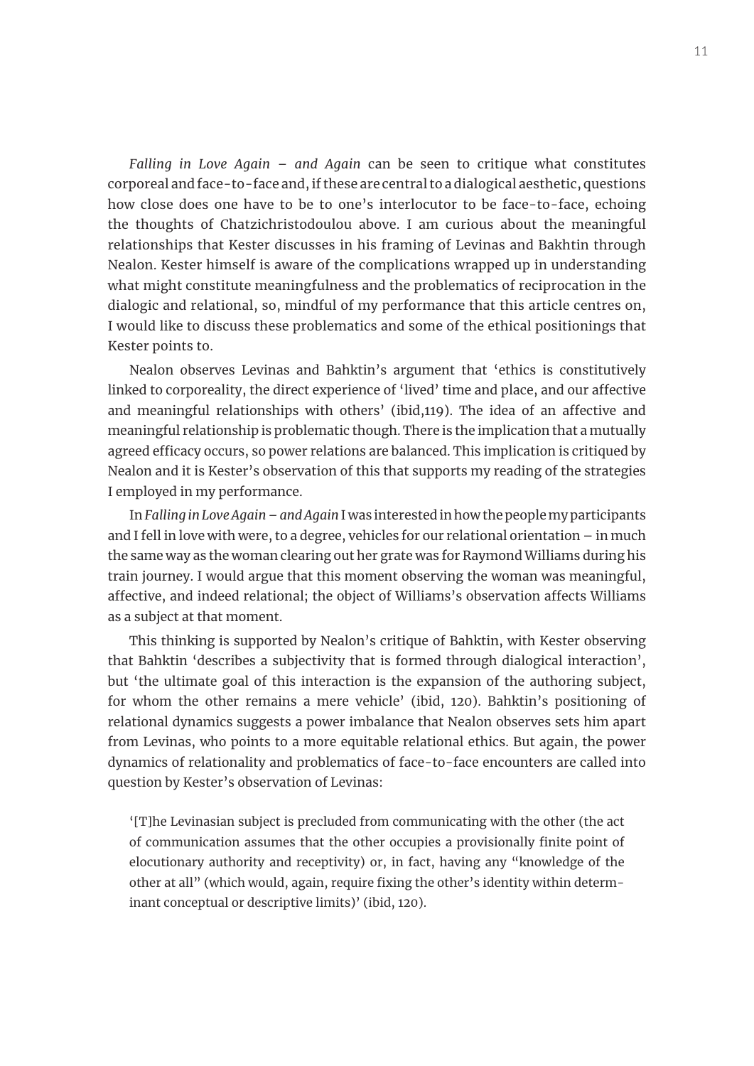*Falling in Love Again – and Again* can be seen to critique what constitutes corporeal and face-to-face and, if these are central to a dialogical aesthetic, questions how close does one have to be to one's interlocutor to be face-to-face, echoing the thoughts of Chatzichristodoulou above. I am curious about the meaningful relationships that Kester discusses in his framing of Levinas and Bakhtin through Nealon. Kester himself is aware of the complications wrapped up in understanding what might constitute meaningfulness and the problematics of reciprocation in the dialogic and relational, so, mindful of my performance that this article centres on, I would like to discuss these problematics and some of the ethical positionings that Kester points to.

Nealon observes Levinas and Bahktin's argument that 'ethics is constitutively linked to corporeality, the direct experience of 'lived' time and place, and our affective and meaningful relationships with others' (ibid,119). The idea of an affective and meaningful relationship is problematic though. There is the implication that a mutually agreed efficacy occurs, so power relations are balanced. This implication is critiqued by Nealon and it is Kester's observation of this that supports my reading of the strategies I employed in my performance.

In *Falling in Love Again – and Again* I was interested in how the people my participants and I fell in love with were, to a degree, vehicles for our relational orientation – in much the same way as the woman clearing out her grate was for Raymond Williams during his train journey. I would argue that this moment observing the woman was meaningful, affective, and indeed relational; the object of Williams's observation affects Williams as a subject at that moment.

This thinking is supported by Nealon's critique of Bahktin, with Kester observing that Bahktin 'describes a subjectivity that is formed through dialogical interaction', but 'the ultimate goal of this interaction is the expansion of the authoring subject, for whom the other remains a mere vehicle' (ibid, 120). Bahktin's positioning of relational dynamics suggests a power imbalance that Nealon observes sets him apart from Levinas, who points to a more equitable relational ethics. But again, the power dynamics of relationality and problematics of face-to-face encounters are called into question by Kester's observation of Levinas:

> '[T]he Levinasian subject is precluded from communicating with the other (the act of communication assumes that the other occupies a provisionally finite point of elocutionary authority and receptivity) or, in fact, having any "knowledge of the other at all" (which would, again, require fixing the other's identity within determinant conceptual or descriptive limits)' (ibid, 120).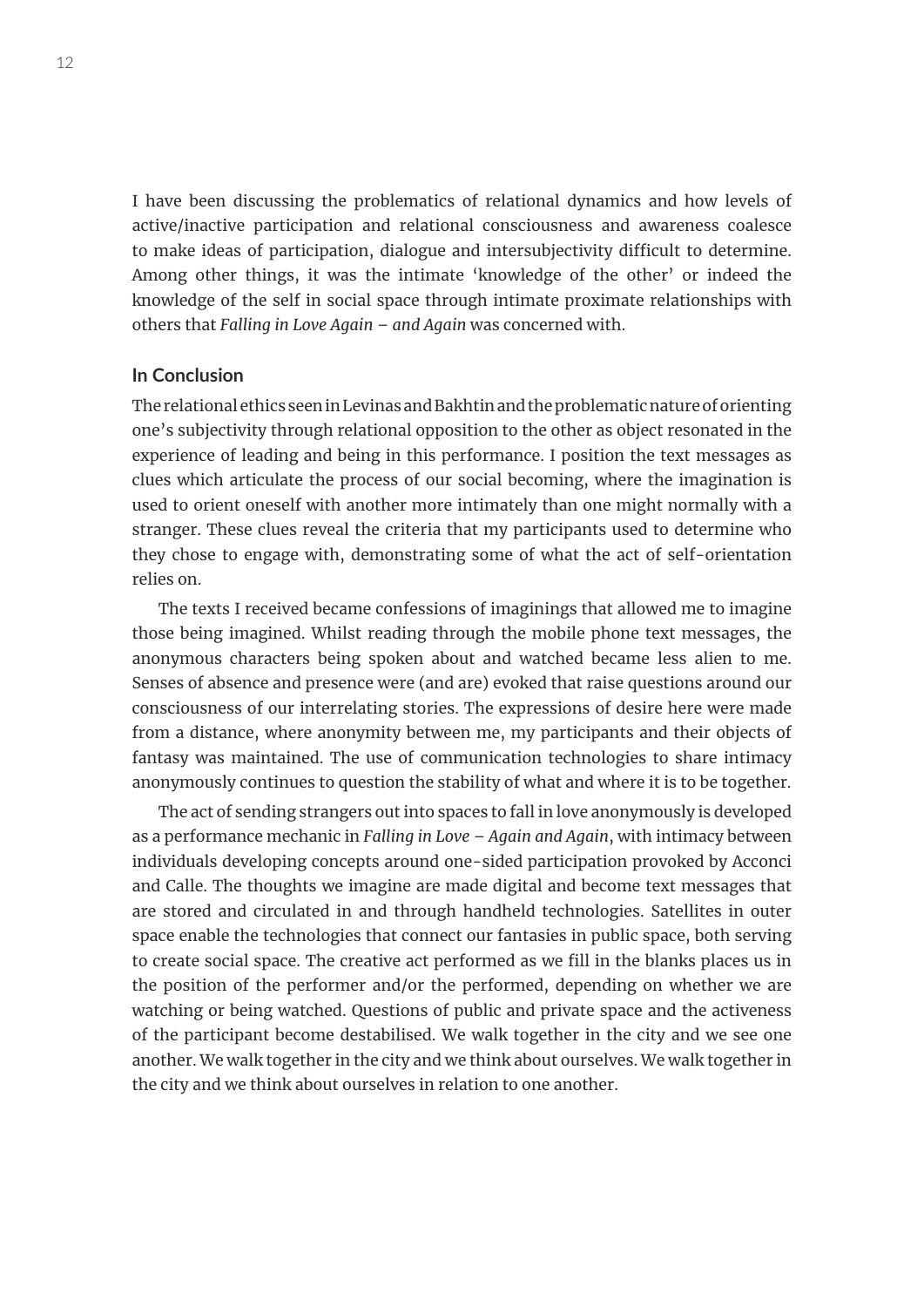I have been discussing the problematics of relational dynamics and how levels of active/inactive participation and relational consciousness and awareness coalesce to make ideas of participation, dialogue and intersubjectivity difficult to determine. Among other things, it was the intimate 'knowledge of the other' or indeed the knowledge of the self in social space through intimate proximate relationships with others that *Falling in Love Again – and Again* was concerned with.

## In Conclusion

The relational ethics seen in Levinas and Bakhtin and the problematic nature of orienting one's subjectivity through relational opposition to the other as object resonated in the experience of leading and being in this performance. I position the text messages as clues which articulate the process of our social becoming, where the imagination is used to orient oneself with another more intimately than one might normally with a stranger. These clues reveal the criteria that my participants used to determine who they chose to engage with, demonstrating some of what the act of self-orientation relies on.

The texts I received became confessions of imaginings that allowed me to imagine those being imagined. Whilst reading through the mobile phone text messages, the anonymous characters being spoken about and watched became less alien to me. Senses of absence and presence were (and are) evoked that raise questions around our consciousness of our interrelating stories. The expressions of desire here were made from a distance, where anonymity between me, my participants and their objects of fantasy was maintained. The use of communication technologies to share intimacy anonymously continues to question the stability of what and where it is to be together.

The act of sending strangers out into spaces to fall in love anonymously is developed as a performance mechanic in *Falling in Love – Again and Again*, with intimacy between individuals developing concepts around one-sided participation provoked by Acconci and Calle. The thoughts we imagine are made digital and become text messages that are stored and circulated in and through handheld technologies. Satellites in outer space enable the technologies that connect our fantasies in public space, both serving to create social space. The creative act performed as we fill in the blanks places us in the position of the performer and/or the performed, depending on whether we are watching or being watched. Questions of public and private space and the activeness of the participant become destabilised. We walk together in the city and we see one another. We walk together in the city and we think about ourselves. We walk together in the city and we think about ourselves in relation to one another.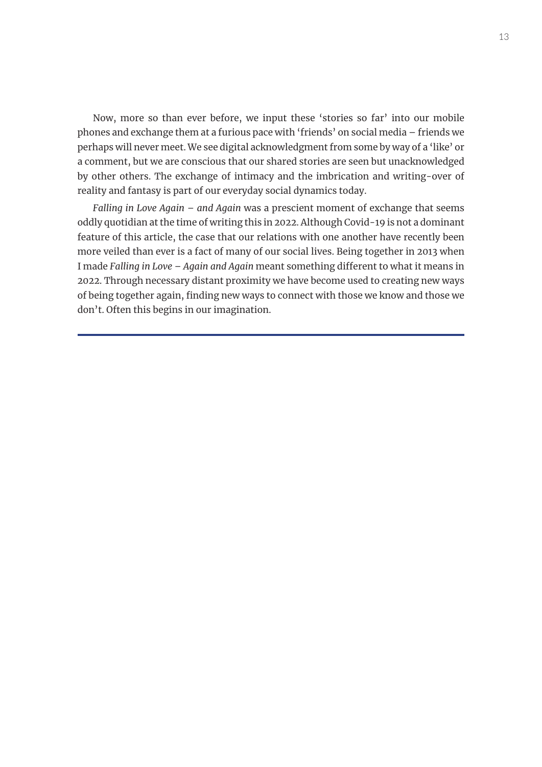Now, more so than ever before, we input these 'stories so far' into our mobile phones and exchange them at a furious pace with 'friends' on social media – friends we perhaps will never meet. We see digital acknowledgment from some by way of a 'like' or a comment, but we are conscious that our shared stories are seen but unacknowledged by other others. The exchange of intimacy and the imbrication and writing-over of reality and fantasy is part of our everyday social dynamics today.

*Falling in Love Again – and Again* was a prescient moment of exchange that seems oddly quotidian at the time of writing this in 2022. Although Covid-19 is not a dominant feature of this article, the case that our relations with one another have recently been more veiled than ever is a fact of many of our social lives. Being together in 2013 when I made *Falling in Love – Again and Again* meant something different to what it means in 2022. Through necessary distant proximity we have become used to creating new ways of being together again, finding new ways to connect with those we know and those we don't. Often this begins in our imagination.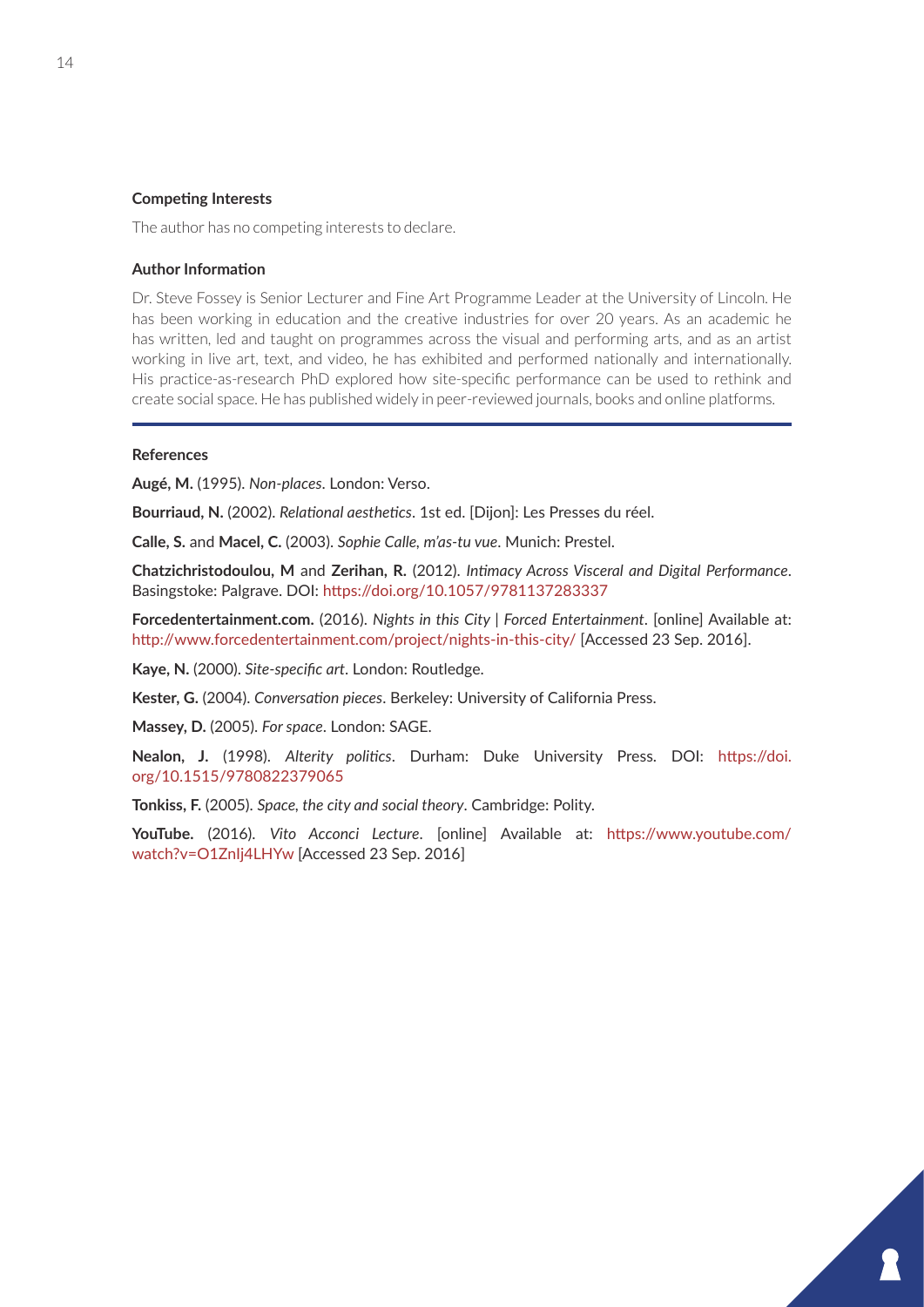### Competing Interests

The author has no competing interests to declare.

### Author Information

Dr. Steve Fossey is Senior Lecturer and Fine Art Programme Leader at the University of Lincoln. He has been working in education and the creative industries for over 20 years. As an academic he has written, led and taught on programmes across the visual and performing arts, and as an artist working in live art, text, and video, he has exhibited and performed nationally and internationally. His practice-as-research PhD explored how site-specific performance can be used to rethink and create social space. He has published widely in peer-reviewed journals, books and online platforms.

### References

**Augé, M.** (1995). *Non-places*. London: Verso.

**Bourriaud, N.** (2002). *Relational aesthetics*. 1st ed. [Dijon]: Les Presses du réel.

**Calle, S.** and **Macel, C.** (2003). *Sophie Calle, m'as-tu vue*. Munich: Prestel.

**Chatzichristodoulou, M** and **Zerihan, R.** (2012). *Intimacy Across Visceral and Digital Performance*. Basingstoke: Palgrave. DOI: https://doi.org/10.1057/9781137283337

**Forcedentertainment.com.** (2016). *Nights in this City | Forced Entertainment*. [online] Available at: http://www.forcedentertainment.com/project/nights-in-this-city/ [Accessed 23 Sep. 2016].

**Kaye, N.** (2000). *Site-specific art*. London: Routledge.

**Kester, G.** (2004). *Conversation pieces*. Berkeley: University of California Press.

**Massey, D.** (2005). *For space*. London: SAGE.

**Nealon, J.** (1998). *Alterity politics*. Durham: Duke University Press. DOI: https://doi.org/10.1515/9780822379065

**Tonkiss, F.** (2005). *Space, the city and social theory*. Cambridge: Polity.

**YouTube.** (2016). *Vito Acconci Lecture*. [online] Available at: https://www.youtube.com/watch?v=O1Znlj4LHYw [Accessed 23 Sep. 2016]